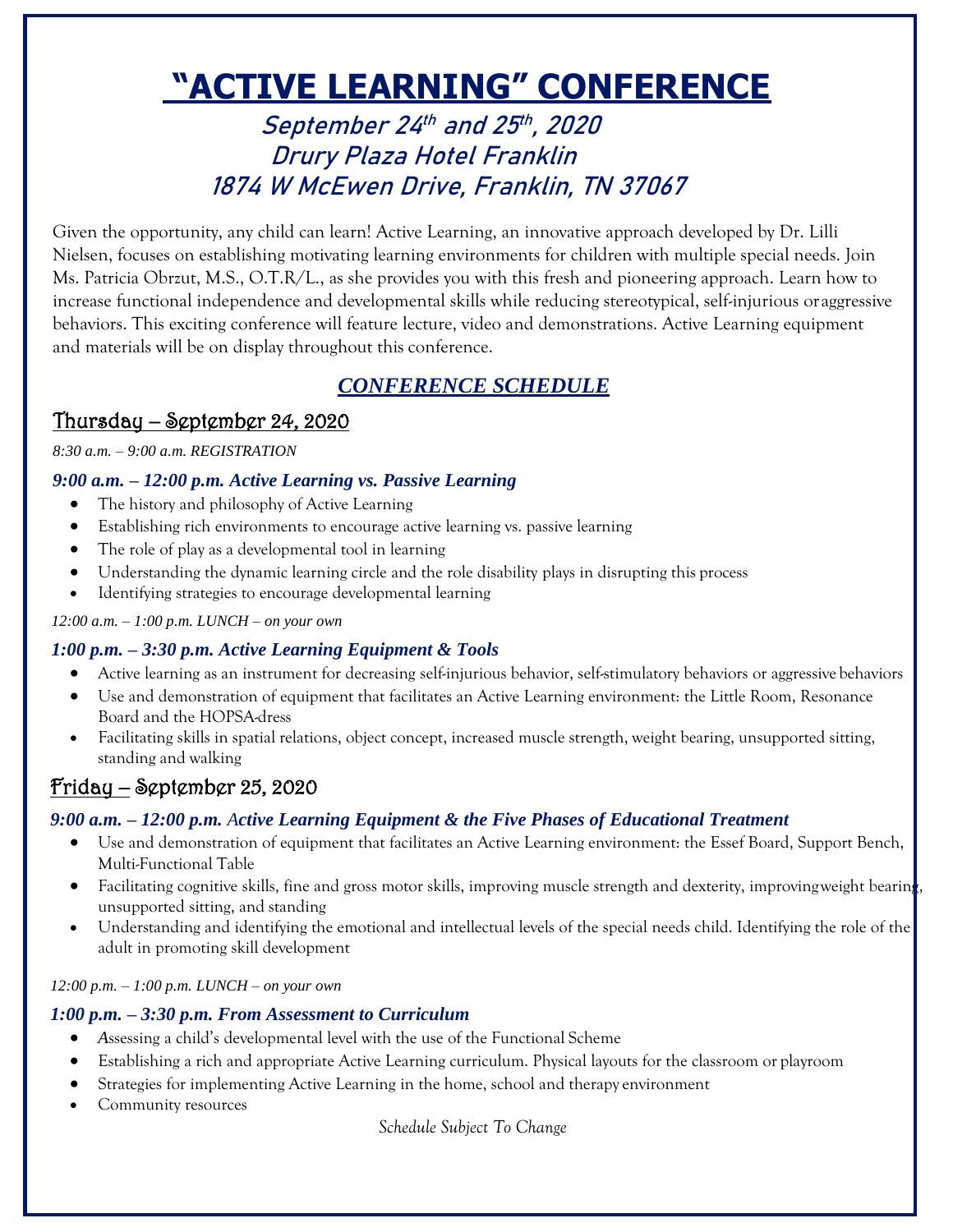# "ACTIVE LEARNING" CONFERENCE

## September 24th and 25th, 2020
## Drury Plaza Hotel Franklin
## 1874 W McEwen Drive, Franklin, TN 37067

Given the opportunity, any child can learn! Active Learning, an innovative approach developed by Dr. Lilli Nielsen, focuses on establishing motivating learning environments for children with multiple special needs. Join Ms. Patricia Obrzut, M.S., O.T.R/L., as she provides you with this fresh and pioneering approach. Learn how to increase functional independence and developmental skills while reducing stereotypical, self-injurious or aggressive behaviors. This exciting conference will feature lecture, video and demonstrations. Active Learning equipment and materials will be on display throughout this conference.

## *CONFERENCE SCHEDULE*

### Thursday – September 24, 2020

*8:30 a.m. – 9:00 a.m. REGISTRATION*

#### *9:00 a.m. – 12:00 p.m. Active Learning vs. Passive Learning*

- The history and philosophy of Active Learning
- Establishing rich environments to encourage active learning vs. passive learning
- The role of play as a developmental tool in learning
- Understanding the dynamic learning circle and the role disability plays in disrupting this process
- Identifying strategies to encourage developmental learning

*12:00 a.m. – 1:00 p.m. LUNCH – on your own*

#### *1:00 p.m. – 3:30 p.m. Active Learning Equipment & Tools*

- Active learning as an instrument for decreasing self-injurious behavior, self-stimulatory behaviors or aggressive behaviors
- Use and demonstration of equipment that facilitates an Active Learning environment: the Little Room, Resonance Board and the HOPSA-dress
- Facilitating skills in spatial relations, object concept, increased muscle strength, weight bearing, unsupported sitting, standing and walking

### Friday – September 25, 2020

#### *9:00 a.m. – 12:00 p.m. Active Learning Equipment & the Five Phases of Educational Treatment*

- Use and demonstration of equipment that facilitates an Active Learning environment: the Essef Board, Support Bench, Multi-Functional Table
- Facilitating cognitive skills, fine and gross motor skills, improving muscle strength and dexterity, improving weight bearing, unsupported sitting, and standing
- Understanding and identifying the emotional and intellectual levels of the special needs child. Identifying the role of the adult in promoting skill development

*12:00 p.m. – 1:00 p.m. LUNCH – on your own*

#### *1:00 p.m. – 3:30 p.m. From Assessment to Curriculum*

- Assessing a child's developmental level with the use of the Functional Scheme
- Establishing a rich and appropriate Active Learning curriculum. Physical layouts for the classroom or playroom
- Strategies for implementing Active Learning in the home, school and therapy environment
- Community resources

*Schedule Subject To Change*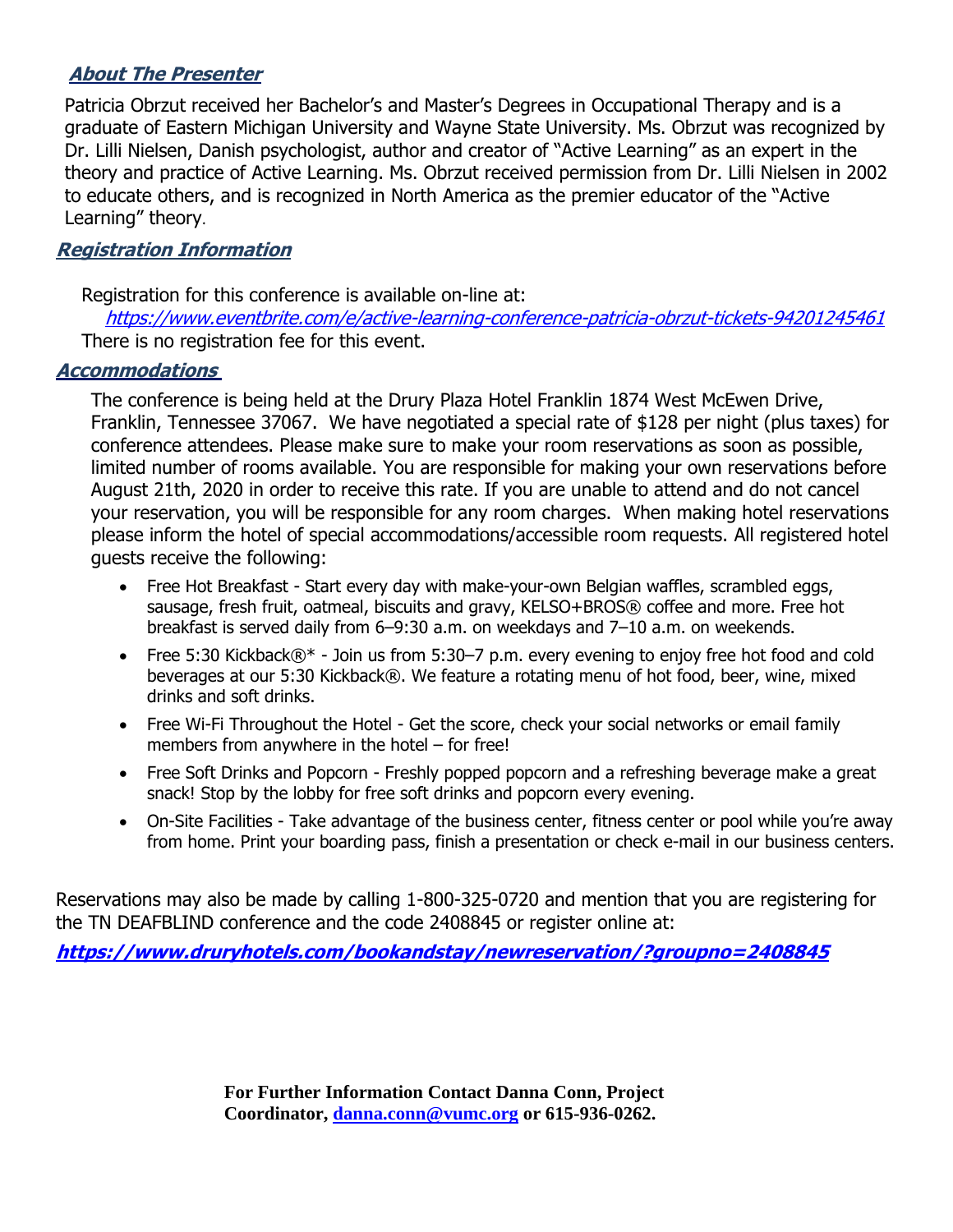## *About The Presenter*

Patricia Obrzut received her Bachelor's and Master's Degrees in Occupational Therapy and is a graduate of Eastern Michigan University and Wayne State University. Ms. Obrzut was recognized by Dr. Lilli Nielsen, Danish psychologist, author and creator of "Active Learning" as an expert in the theory and practice of Active Learning. Ms. Obrzut received permission from Dr. Lilli Nielsen in 2002 to educate others, and is recognized in North America as the premier educator of the "Active Learning" theory.

## *Registration Information*

Registration for this conference is available on-line at:
*https://www.eventbrite.com/e/active-learning-conference-patricia-obrzut-tickets-94201245461*
There is no registration fee for this event.

## *Accommodations*

The conference is being held at the Drury Plaza Hotel Franklin 1874 West McEwen Drive, Franklin, Tennessee 37067. We have negotiated a special rate of $128 per night (plus taxes) for conference attendees. Please make sure to make your room reservations as soon as possible, limited number of rooms available. You are responsible for making your own reservations before August 21th, 2020 in order to receive this rate. If you are unable to attend and do not cancel your reservation, you will be responsible for any room charges. When making hotel reservations please inform the hotel of special accommodations/accessible room requests. All registered hotel guests receive the following:

- Free Hot Breakfast - Start every day with make-your-own Belgian waffles, scrambled eggs, sausage, fresh fruit, oatmeal, biscuits and gravy, KELSO+BROS® coffee and more. Free hot breakfast is served daily from 6–9:30 a.m. on weekdays and 7–10 a.m. on weekends.
- Free 5:30 Kickback®* - Join us from 5:30–7 p.m. every evening to enjoy free hot food and cold beverages at our 5:30 Kickback®. We feature a rotating menu of hot food, beer, wine, mixed drinks and soft drinks.
- Free Wi-Fi Throughout the Hotel - Get the score, check your social networks or email family members from anywhere in the hotel – for free!
- Free Soft Drinks and Popcorn - Freshly popped popcorn and a refreshing beverage make a great snack! Stop by the lobby for free soft drinks and popcorn every evening.
- On-Site Facilities - Take advantage of the business center, fitness center or pool while you're away from home. Print your boarding pass, finish a presentation or check e-mail in our business centers.

Reservations may also be made by calling 1-800-325-0720 and mention that you are registering for the TN DEAFBLIND conference and the code 2408845 or register online at:

***https://www.druryhotels.com/bookandstay/newreservation/?groupno=2408845***

**For Further Information Contact Danna Conn, Project Coordinator, danna.conn@vumc.org or 615-936-0262.**